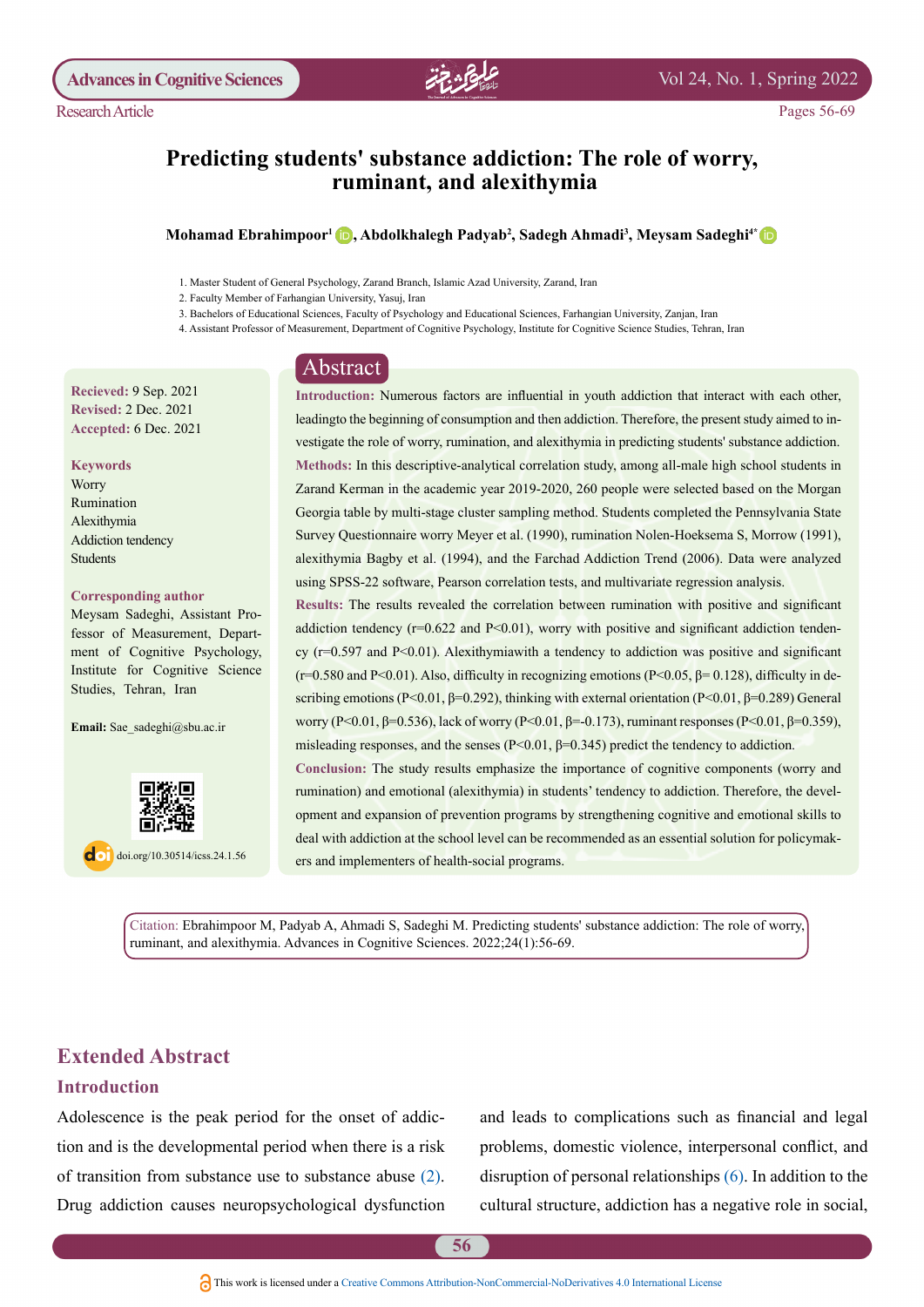Research Article

# Predicting students' substance addiction: The role of worry, ruminant, and alexithymia

**Mohamad Ebrahimpoor[1], Abdolkhalegh Padyab[2], Sadegh Ahmadi[3], Meysam Sadeghi[4*]**

1. Master Student of General Psychology, Zarand Branch, Islamic Azad University, Zarand, Iran
2. Faculty Member of Farhangian University, Yasuj, Iran
3. Bachelors of Educational Sciences, Faculty of Psychology and Educational Sciences, Farhangian University, Zanjan, Iran
4. Assistant Professor of Measurement, Department of Cognitive Psychology, Institute for Cognitive Science Studies, Tehran, Iran

**Recieved:** 9 Sep. 2021
**Revised:** 2 Dec. 2021
**Accepted:** 6 Dec. 2021

**Keywords**
Worry
Rumination
Alexithymia
Addiction tendency
Students

**Corresponding author**
Meysam Sadeghi, Assistant Professor of Measurement, Department of Cognitive Psychology, Institute for Cognitive Science Studies, Tehran, Iran

**Email:** Sae_sadeghi@sbu.ac.ir

doi.org/10.30514/icss.24.1.56

## Abstract

**Introduction:** Numerous factors are influential in youth addiction that interact with each other, leadingto the beginning of consumption and then addiction. Therefore, the present study aimed to investigate the role of worry, rumination, and alexithymia in predicting students' substance addiction.

**Methods:** In this descriptive-analytical correlation study, among all-male high school students in Zarand Kerman in the academic year 2019-2020, 260 people were selected based on the Morgan Georgia table by multi-stage cluster sampling method. Students completed the Pennsylvania State Survey Questionnaire worry Meyer et al. (1990), rumination Nolen-Hoeksema S, Morrow (1991), alexithymia Bagby et al. (1994), and the Farchad Addiction Trend (2006). Data were analyzed using SPSS-22 software, Pearson correlation tests, and multivariate regression analysis.

**Results:** The results revealed the correlation between rumination with positive and significant addiction tendency ($r=0.622$ and $P<0.01$), worry with positive and significant addiction tendency ($r=0.597$ and $P<0.01$). Alexithymiawith a tendency to addiction was positive and significant ($r=0.580$ and $P<0.01$). Also, difficulty in recognizing emotions ($P<0.05$, $\beta= 0.128$), difficulty in describing emotions ($P<0.01$, $\beta=0.292$), thinking with external orientation ($P<0.01$, $\beta=0.289$) General worry ($P<0.01$, $\beta=0.536$), lack of worry ($P<0.01$, $\beta=-0.173$), ruminant responses ($P<0.01$, $\beta=0.359$), misleading responses, and the senses ($P<0.01$, $\beta=0.345$) predict the tendency to addiction.

**Conclusion:** The study results emphasize the importance of cognitive components (worry and rumination) and emotional (alexithymia) in students' tendency to addiction. Therefore, the development and expansion of prevention programs by strengthening cognitive and emotional skills to deal with addiction at the school level can be recommended as an essential solution for policymakers and implementers of health-social programs.

Citation: Ebrahimpoor M, Padyab A, Ahmadi S, Sadeghi M. Predicting students' substance addiction: The role of worry, ruminant, and alexithymia. Advances in Cognitive Sciences. 2022;24(1):56-69.

## Extended Abstract

### Introduction

Adolescence is the peak period for the onset of addiction and is the developmental period when there is a risk of transition from substance use to substance abuse (2). Drug addiction causes neuropsychological dysfunction and leads to complications such as financial and legal problems, domestic violence, interpersonal conflict, and disruption of personal relationships (6). In addition to the cultural structure, addiction has a negative role in social,

This work is licensed under a Creative Commons Attribution-NonCommercial-NoDerivatives 4.0 International License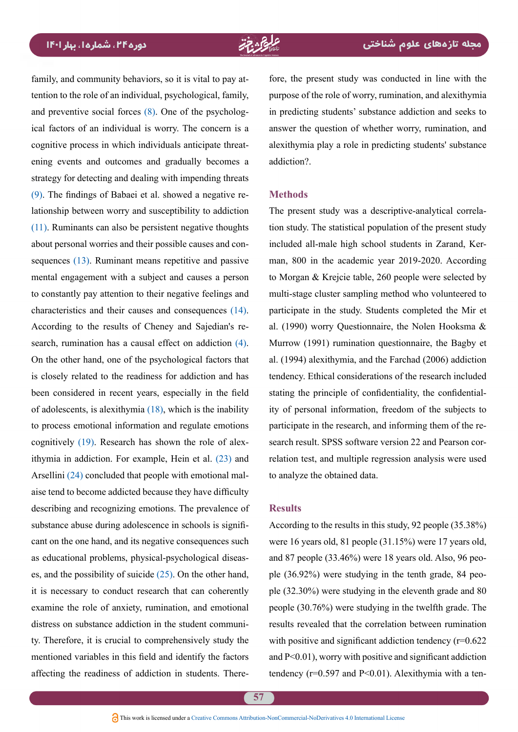family, and community behaviors, so it is vital to pay attention to the role of an individual, psychological, family, and preventive social forces (8). One of the psychological factors of an individual is worry. The concern is a cognitive process in which individuals anticipate threatening events and outcomes and gradually becomes a strategy for detecting and dealing with impending threats (9). The findings of Babaei et al. showed a negative relationship between worry and susceptibility to addiction (11). Ruminants can also be persistent negative thoughts about personal worries and their possible causes and consequences (13). Ruminant means repetitive and passive mental engagement with a subject and causes a person to constantly pay attention to their negative feelings and characteristics and their causes and consequences (14). According to the results of Cheney and Sajedian's research, rumination has a causal effect on addiction (4). On the other hand, one of the psychological factors that is closely related to the readiness for addiction and has been considered in recent years, especially in the field of adolescents, is alexithymia (18), which is the inability to process emotional information and regulate emotions cognitively (19). Research has shown the role of alexithymia in addiction. For example, Hein et al. (23) and Arsellini (24) concluded that people with emotional malaise tend to become addicted because they have difficulty describing and recognizing emotions. The prevalence of substance abuse during adolescence in schools is significant on the one hand, and its negative consequences such as educational problems, physical-psychological diseases, and the possibility of suicide (25). On the other hand, it is necessary to conduct research that can coherently examine the role of anxiety, rumination, and emotional distress on substance addiction in the student community. Therefore, it is crucial to comprehensively study the mentioned variables in this field and identify the factors affecting the readiness of addiction in students. Therefore, the present study was conducted in line with the purpose of the role of worry, rumination, and alexithymia in predicting students' substance addiction and seeks to answer the question of whether worry, rumination, and alexithymia play a role in predicting students' substance addiction?.

## Methods

The present study was a descriptive-analytical correlation study. The statistical population of the present study included all-male high school students in Zarand, Kerman, 800 in the academic year 2019-2020. According to Morgan & Krejcie table, 260 people were selected by multi-stage cluster sampling method who volunteered to participate in the study. Students completed the Mir et al. (1990) worry Questionnaire, the Nolen Hooksma & Murrow (1991) rumination questionnaire, the Bagby et al. (1994) alexithymia, and the Farchad (2006) addiction tendency. Ethical considerations of the research included stating the principle of confidentiality, the confidentiality of personal information, freedom of the subjects to participate in the research, and informing them of the research result. SPSS software version 22 and Pearson correlation test, and multiple regression analysis were used to analyze the obtained data.

## Results

According to the results in this study, 92 people (35.38%) were 16 years old, 81 people (31.15%) were 17 years old, and 87 people (33.46%) were 18 years old. Also, 96 people (36.92%) were studying in the tenth grade, 84 people (32.30%) were studying in the eleventh grade and 80 people (30.76%) were studying in the twelfth grade. The results revealed that the correlation between rumination with positive and significant addiction tendency ($r=0.622$ and $P<0.01$), worry with positive and significant addiction tendency ($r=0.597$ and $P<0.01$). Alexithymia with a ten-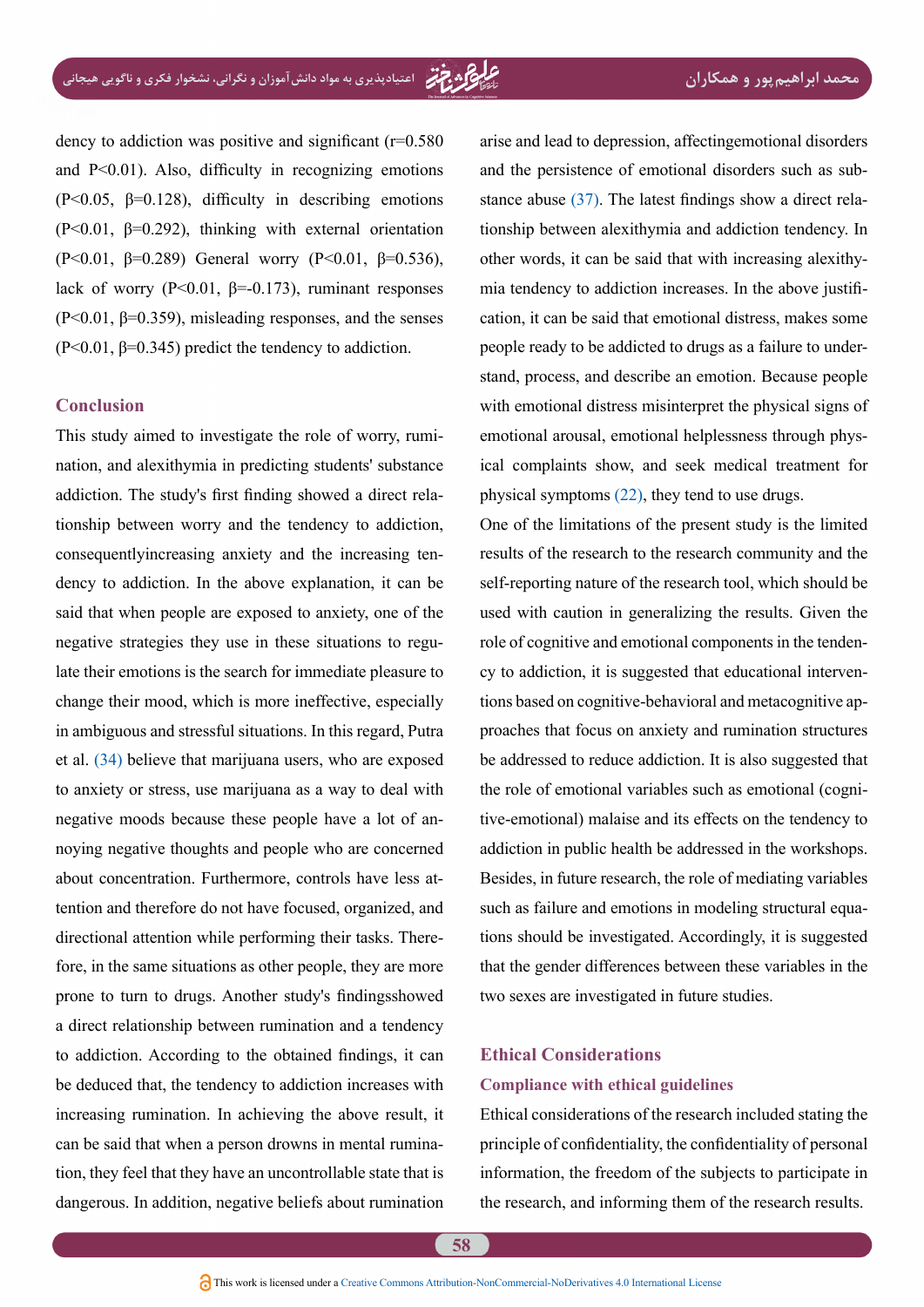dency to addiction was positive and significant (r=0.580 and P<0.01). Also, difficulty in recognizing emotions (P<0.05, β=0.128), difficulty in describing emotions (P<0.01, β=0.292), thinking with external orientation (P<0.01, β=0.289) General worry (P<0.01, β=0.536), lack of worry (P<0.01, β=-0.173), ruminant responses (P<0.01, β=0.359), misleading responses, and the senses (P<0.01, β=0.345) predict the tendency to addiction.

## Conclusion

This study aimed to investigate the role of worry, rumination, and alexithymia in predicting students' substance addiction. The study's first finding showed a direct relationship between worry and the tendency to addiction, consequentlyincreasing anxiety and the increasing tendency to addiction. In the above explanation, it can be said that when people are exposed to anxiety, one of the negative strategies they use in these situations to regulate their emotions is the search for immediate pleasure to change their mood, which is more ineffective, especially in ambiguous and stressful situations. In this regard, Putra et al. (34) believe that marijuana users, who are exposed to anxiety or stress, use marijuana as a way to deal with negative moods because these people have a lot of annoying negative thoughts and people who are concerned about concentration. Furthermore, controls have less attention and therefore do not have focused, organized, and directional attention while performing their tasks. Therefore, in the same situations as other people, they are more prone to turn to drugs. Another study's findingsshowed a direct relationship between rumination and a tendency to addiction. According to the obtained findings, it can be deduced that, the tendency to addiction increases with increasing rumination. In achieving the above result, it can be said that when a person drowns in mental rumination, they feel that they have an uncontrollable state that is dangerous. In addition, negative beliefs about rumination arise and lead to depression, affectingemotional disorders and the persistence of emotional disorders such as substance abuse (37). The latest findings show a direct relationship between alexithymia and addiction tendency. In other words, it can be said that with increasing alexithymia tendency to addiction increases. In the above justification, it can be said that emotional distress, makes some people ready to be addicted to drugs as a failure to understand, process, and describe an emotion. Because people with emotional distress misinterpret the physical signs of emotional arousal, emotional helplessness through physical complaints show, and seek medical treatment for physical symptoms (22), they tend to use drugs.

One of the limitations of the present study is the limited results of the research to the research community and the self-reporting nature of the research tool, which should be used with caution in generalizing the results. Given the role of cognitive and emotional components in the tendency to addiction, it is suggested that educational interventions based on cognitive-behavioral and metacognitive approaches that focus on anxiety and rumination structures be addressed to reduce addiction. It is also suggested that the role of emotional variables such as emotional (cognitive-emotional) malaise and its effects on the tendency to addiction in public health be addressed in the workshops. Besides, in future research, the role of mediating variables such as failure and emotions in modeling structural equations should be investigated. Accordingly, it is suggested that the gender differences between these variables in the two sexes are investigated in future studies.

## Ethical Considerations

### Compliance with ethical guidelines

Ethical considerations of the research included stating the principle of confidentiality, the confidentiality of personal information, the freedom of the subjects to participate in the research, and informing them of the research results.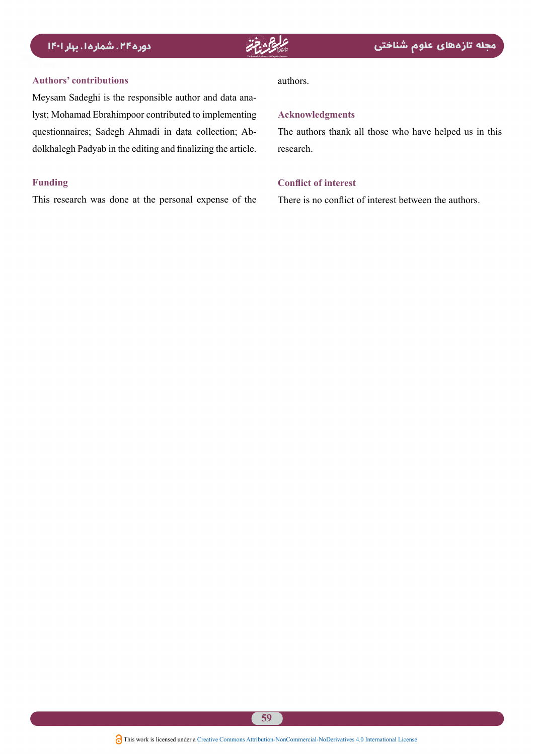## Authors' contributions

Meysam Sadeghi is the responsible author and data analyst; Mohamad Ebrahimpoor contributed to implementing questionnaires; Sadegh Ahmadi in data collection; Abdolkhalegh Padyab in the editing and finalizing the article.

## Funding

This research was done at the personal expense of the authors.

## Acknowledgments

The authors thank all those who have helped us in this research.

## Conflict of interest

There is no conflict of interest between the authors.

This work is licensed under a Creative Commons Attribution-NonCommercial-NoDerivatives 4.0 International License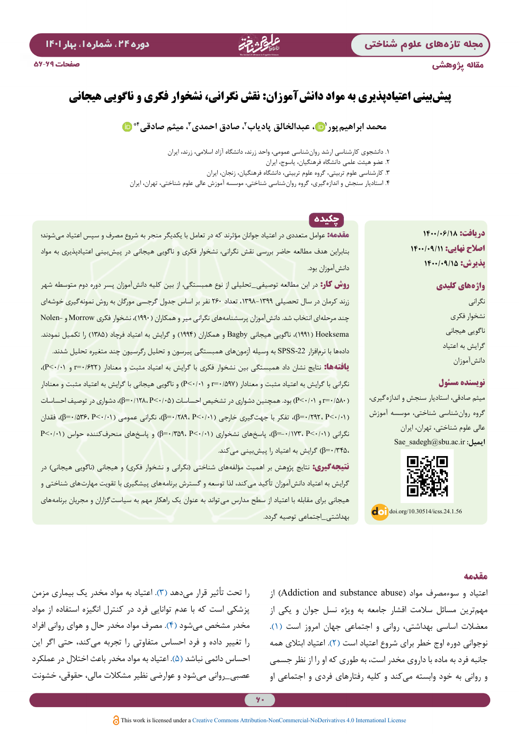مقاله پژوهشی

# پیش‌بینی اعتیادپذیری به مواد دانش‌آموزان: نقش نگرانی، نشخوار فکری و ناگویی هیجانی

**محمد ابراهیم‌پور[۱]، عبدالخالق پادیاب[۲]، صادق احمدی[۳]، میثم صادقی[۴*]**

۱. دانشجوی کارشناسی ارشد روان‌شناسی عمومی، واحد زرند، دانشگاه آزاد اسلامی، زرند، ایران
۲. عضو هیئت علمی دانشگاه فرهنگیان، یاسوج، ایران
۳. کارشناسی علوم تربیتی، گروه علوم تربیتی، دانشگاه فرهنگیان، زنجان، ایران
۴. استادیار سنجش و اندازه‌گیری، گروه روان‌شناسی شناختی، موسسه آموزش عالی علوم شناختی، تهران، ایران

**دریافت:** ۱۴۰۰/۰۶/۱۸
**اصلاح نهایی:** ۱۴۰۰/۰۹/۱۱
**پذیرش:** ۱۴۰۰/۰۹/۱۵

**واژه‌های کلیدی**
نگرانی
نشخوار فکری
ناگویی هیجانی
گرایش به اعتیاد
دانش‌آموزان

**نویسنده مسئول**
میثم صادقی، استادیار سنجش و اندازه‌گیری، گروه روان‌شناسی شناختی، موسسه آموزش عالی علوم شناختی، تهران، ایران
**ایمیل:** Sae_sadegh@sbu.ac.ir

doi.org/10.30514/icss.24.1.56

## چکیده

**مقدمه:** عوامل متعددی در اعتیاد جوانان مؤثرند که در تعامل با یکدیگر منجر به شروع مصرف و سپس اعتیاد می‌شوند؛ بنابراین هدف مطالعه حاضر بررسی نقش نگرانی، نشخوار فکری و ناگویی هیجانی در پیش‌بینی اعتیادپذیری به مواد دانش‌آموزان بود.

**روش کار:** در این مطالعه توصیفی_تحلیلی از نوع همبستگی، از بین کلیه دانش‌آموزان پسر دوره دوم متوسطه شهر زرند کرمان در سال تحصیلی ۱۳۹۹-۱۳۹۸، تعداد ۲۶۰ نفر بر اساس جدول گرجسی مورگان به روش نمونه‌گیری خوشه‌ای چند مرحله‌ای انتخاب شد. دانش‌آموزان پرسشنامه‌های نگرانی میر و همکاران (۱۹۹۰)، نشخوار فکری Morrow و Nolen-Hoeksema (۱۹۹۱)، ناگویی هیجانی Bagby و همکاران (۱۹۹۴) و گرایش به اعتیاد فرجاد (۱۳۸۵) را تکمیل نمودند. داده‌ها با نرم‌افزار SPSS-22 به وسیله آزمون‌های همبستگی پیرسون و تحلیل رگرسیون چند متغیره تحلیل شدند.

**یافته‌ها:** نتایج نشان داد همبستگی بین نشخوار فکری با گرایش به اعتیاد مثبت و معنادار ($r=0/622$ و $P<0/01$)، نگرانی با گرایش به اعتیاد مثبت و معنادار ($r=0/597$ و $P<0/01$) و ناگویی هیجانی با گرایش به اعتیاد مثبت و معنادار ($r=0/580$ و $P<0/01$) بود. همچنین دشواری در تشخیص احساسات ($\beta=0/128$، $P<0/05$)، دشواری در توصیف احساسات ($\beta=0/292$، $P<0/01$)، تفکر با جهت‌گیری خارجی ($\beta=0/289$، $P<0/01$)، نگرانی عمومی ($\beta=0/536$، $P<0/01$)، فقدان نگرانی ($\beta=-0/173$، $P<0/01$)، پاسخ‌های نشخواری ($\beta=0/359$، $P<0/01$) و پاسخ‌های منحرف‌کننده حواس ($P<0/01$، $\beta=0/345$) گرایش به اعتیاد را پیش‌بینی می‌کند.

**نتیجه‌گیری:** نتایج پژوهش بر اهمیت مؤلفه‌های شناختی (نگرانی و نشخوار فکری) و هیجانی (ناگویی هیجانی) در گرایش به اعتیاد دانش‌آموزان تأکید می‌کند، لذا توسعه و گسترش برنامه‌های پیشگیری با تقویت مهارت‌های شناختی و هیجانی برای مقابله با اعتیاد از سطح مدارس می‌تواند به عنوان یک راهکار مهم به سیاست‌گزاران و مجریان برنامه‌های بهداشتی_اجتماعی توصیه گردد.

## مقدمه

اعتیاد و سوءمصرف مواد (Addiction and substance abuse) از مهم‌ترین مسائل سلامت اقشار جامعه به ویژه نسل جوان و یکی از معضلات اساسی بهداشتی، روانی و اجتماعی جهان امروز است (۱). نوجوانی دوره اوج خطر برای شروع اعتیاد است (۲). اعتیاد ابتلای همه جانبه فرد به ماده یا داروی مخدر است، به طوری که او را از نظر جسمی و روانی به خود وابسته می‌کند و کلیه رفتارهای فردی و اجتماعی او را تحت تأثیر قرار می‌دهد (۳). اعتیاد به مواد مخدر یک بیماری مزمن پزشکی است که با عدم توانایی فرد در کنترل انگیزه استفاده از مواد مخدر مشخص می‌شود (۴). مصرف مواد مخدر حال و هوای روانی افراد را تغییر داده و فرد احساس متفاوتی را تجربه می‌کند، حتی اگر این احساس دائمی نباشد (۵). اعتیاد به مواد مخدر باعث اختلال در عملکرد عصبی_روانی می‌شود و عوارضی نظیر مشکلات مالی، حقوقی، خشونت

This work is licensed under a Creative Commons Attribution-NonCommercial-NoDerivatives 4.0 International License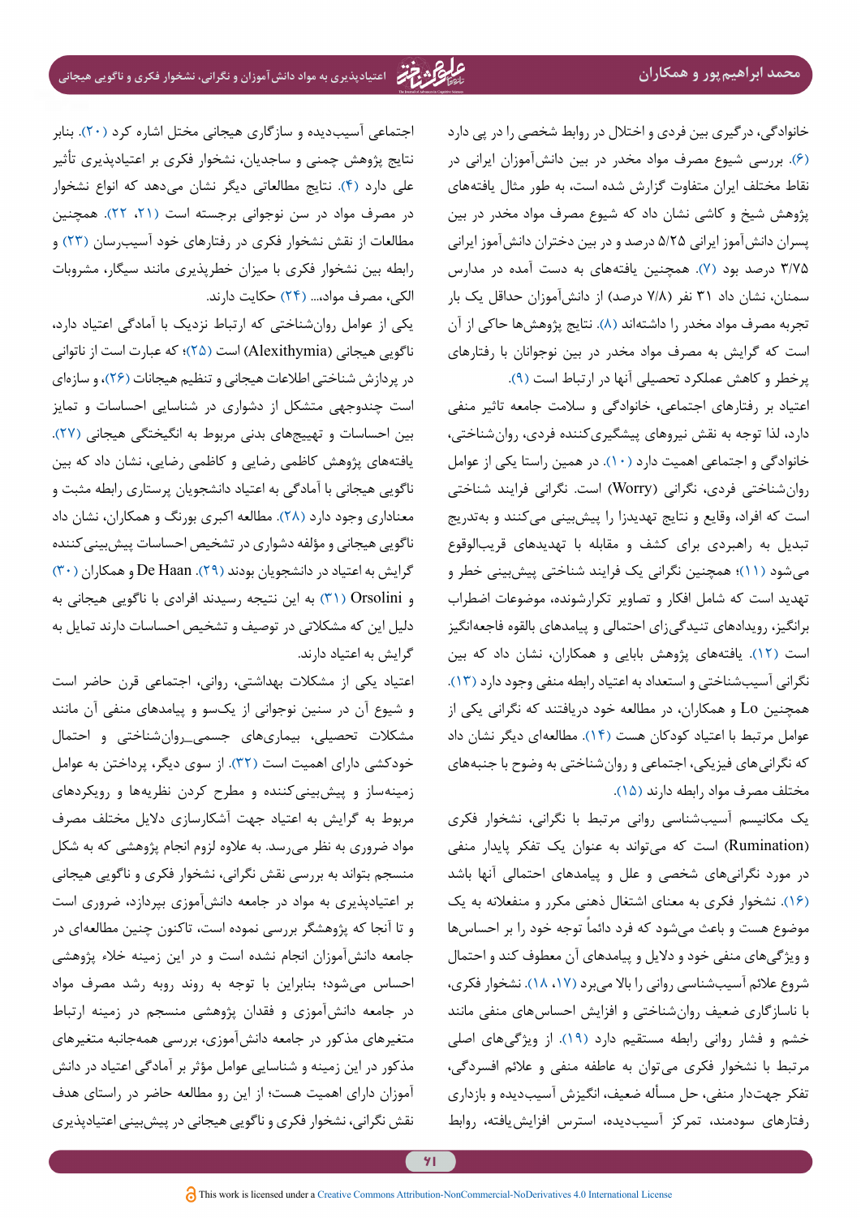خانوادگی، درگیری بین فردی و اختلال در روابط شخصی را در پی دارد (۶). بررسی شیوع مصرف مواد مخدر در بین دانش‌آموزان ایرانی در نقاط مختلف ایران متفاوت گزارش شده است، به طور مثال یافته‌های پژوهش شیخ و کاشی نشان داد که شیوع مصرف مواد مخدر در بین پسران دانش‌آموز ایرانی ۵/۲۵ درصد و در بین دختران دانش‌آموز ایرانی ۳/۷۵ درصد بود (۷). همچنین یافته‌های به دست آمده در مدارس سمنان، نشان داد ۳۱ نفر (۷/۸ درصد) از دانش‌آموزان حداقل یک بار تجربه مصرف مواد مخدر را داشته‌اند (۸). نتایج پژوهش‌ها حاکی از آن است که گرایش به مصرف مواد مخدر در بین نوجوانان با رفتارهای پرخطر و کاهش عملکرد تحصیلی آنها در ارتباط است (۹).

اعتیاد بر رفتارهای اجتماعی، خانوادگی و سلامت جامعه تاثیر منفی دارد، لذا توجه به نقش نیروهای پیشگیری‌کننده فردی، روان‌شناختی، خانوادگی و اجتماعی اهمیت دارد (۱۰). در همین راستا یکی از عوامل روان‌شناختی فردی، نگرانی (Worry) است. نگرانی فرایند شناختی است که افراد، وقایع و نتایج تهدیدزا را پیش‌بینی می‌کنند و به‌تدریج تبدیل به راهبردی برای کشف و مقابله با تهدیدهای قریب‌الوقوع می‌شود (۱۱)؛ همچنین نگرانی یک فرایند شناختی پیش‌بینی خطر و تهدید است که شامل افکار و تصاویر تکرارشونده، موضوعات اضطراب برانگیز، رویدادهای تنیدگی‌زای احتمالی و پیامدهای بالقوه فاجعه‌انگیز است (۱۲). یافته‌های پژوهش بابایی و همکاران، نشان داد که بین نگرانی آسیب‌شناختی و استعداد به اعتیاد رابطه منفی وجود دارد (۱۳). همچنین Lo و همکاران، در مطالعه خود دریافتند که نگرانی یکی از عوامل مرتبط با اعتیاد کودکان است (۱۴). مطالعه‌ای دیگر نشان داد که نگرانی‌های فیزیکی، اجتماعی و روان‌شناختی به وضوح با جنبه‌های مختلف مصرف مواد رابطه دارند (۱۵).

یک مکانیسم آسیب‌شناسی روانی مرتبط با نگرانی، نشخوار فکری (Rumination) است که می‌تواند به عنوان یک تفکر پایدار منفی در مورد نگرانی‌های شخصی و علل و پیامدهای احتمالی آنها باشد (۱۶). نشخوار فکری به معنای اشتغال ذهنی مکرر و منفعلانه به یک موضوع هست و باعث می‌شود که فرد دائماً توجه خود را بر احساس‌ها و ویژگی‌های منفی خود و دلایل و پیامدهای آن معطوف کند و احتمال شروع علائم آسیب‌شناسی روانی را بالا می‌برد (۱۷، ۱۸). نشخوار فکری، با ناسازگاری ضعیف روان‌شناختی و افزایش احساس‌های منفی مانند خشم و فشار روانی رابطه مستقیم دارد (۱۹). از ویژگی‌های اصلی مرتبط با نشخوار فکری می‌توان به عاطفه منفی و علائم افسردگی، تفکر جهت‌دار منفی، حل مسأله ضعیف، انگیزش آسیب‌دیده و بازداری رفتارهای سودمند، تمرکز آسیب‌دیده، استرس افزایش‌یافته، روابط اجتماعی آسیب‌دیده و سازگاری هیجانی مختل اشاره کرد (۲۰). بنابر نتایج پژوهش چمنی و ساجدیان، نشخوار فکری بر اعتیادپذیری تأثیر علی دارد (۴). نتایج مطالعاتی دیگر نشان می‌دهد که انواع نشخوار در مصرف مواد در سن نوجوانی برجسته است (۲۱، ۲۲). همچنین مطالعات از نقش نشخوار فکری در رفتارهای خود آسیب‌رسان (۲۳) و رابطه بین نشخوار فکری با میزان خطرپذیری مانند سیگار، مشروبات الکی، مصرف مواد،... (۲۴) حکایت دارند.

یکی از عوامل روان‌شناختی که ارتباط نزدیک با آمادگی اعتیاد دارد، ناگویی هیجانی (Alexithymia) است (۲۵)؛ که عبارت است از ناتوانی در پردازش شناختی اطلاعات هیجانی و تنظیم هیجانات (۲۶)، و سازه‌ای است چندوجهی متشکل از دشواری در شناسایی احساسات و تمایز بین احساسات و تهییج‌های بدنی مربوط به انگیختگی هیجانی (۲۷). یافته‌های پژوهش کاظمی رضایی و کاظمی رضایی، نشان داد که بین ناگویی هیجانی با آمادگی به اعتیاد دانشجویان پرستاری رابطه مثبت و معناداری وجود دارد (۲۸). مطالعه اکبری بورنگ و همکاران، نشان داد ناگویی هیجانی و مؤلفه دشواری در تشخیص احساسات پیش‌بینی‌کننده گرایش به اعتیاد در دانشجویان بودند (۲۹). De Haan و همکاران (۳۰) و Orsolini (۳۱) به این نتیجه رسیدند افرادی با ناگویی هیجانی به دلیل این که مشکلاتی در توصیف و تشخیص احساسات دارند تمایل به گرایش به اعتیاد دارند.

اعتیاد یکی از مشکلات بهداشتی، روانی، اجتماعی قرن حاضر است و شیوع آن در سنین نوجوانی از یک‌سو و پیامدهای منفی آن مانند مشکلات تحصیلی، بیماری‌های جسمی_روان‌شناختی و احتمال خودکشی دارای اهمیت است (۳۲). از سوی دیگر، پرداختن به عوامل زمینه‌ساز و پیش‌بینی‌کننده و مطرح کردن نظریه‌ها و رویکردهای مربوط به گرایش به اعتیاد جهت آشکارسازی دلایل مختلف مصرف مواد ضروری به نظر می‌رسد. به علاوه لزوم انجام پژوهشی که به شکل منسجم بتواند به بررسی نقش نگرانی، نشخوار فکری و ناگویی هیجانی بر اعتیادپذیری به مواد در جامعه دانش‌آموزی بپردازد، ضروری است و تا آنجا که پژوهشگر بررسی نموده است، تاکنون چنین مطالعه‌ای در جامعه دانش‌آموزان انجام نشده است و در این زمینه خلاء پژوهشی احساس می‌شود؛ بنابراین با توجه به روند روبه رشد مصرف مواد در جامعه دانش‌آموزی و فقدان پژوهشی منسجم در زمینه ارتباط متغیرهای مذکور در جامعه دانش‌آموزی، بررسی همه‌جانبه متغیرهای مذکور در این زمینه و شناسایی عوامل مؤثر بر آمادگی اعتیاد در دانش آموزان دارای اهمیت هست؛ از این رو مطالعه حاضر در راستای هدف نقش نگرانی، نشخوار فکری و ناگویی هیجانی در پیش‌بینی اعتیادپذیری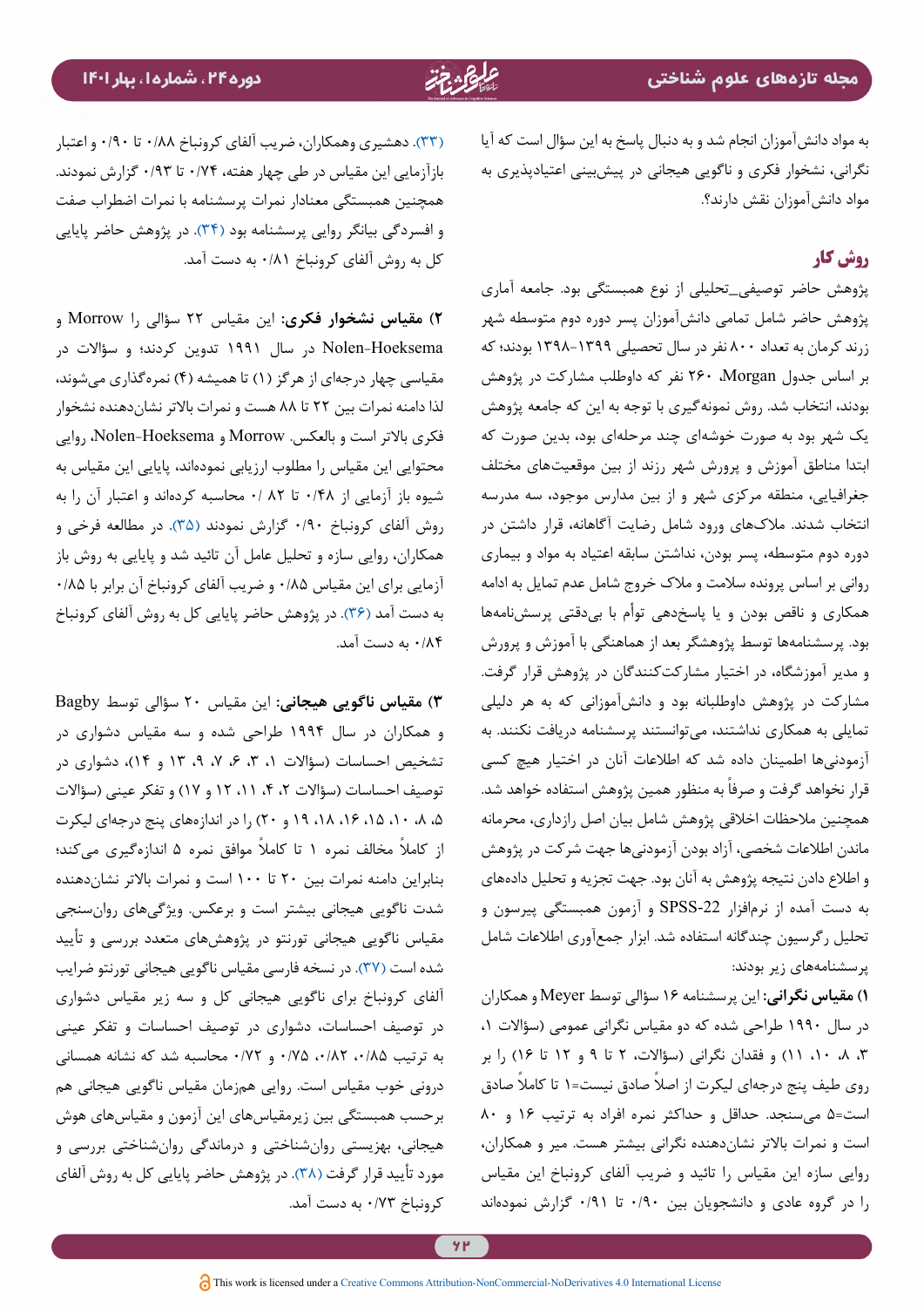به مواد دانش‌آموزان انجام شد و به دنبال پاسخ به این سؤال است که آیا نگرانی، نشخوار فکری و ناگویی هیجانی در پیش‌بینی اعتیادپذیری به مواد دانش‌آموزان نقش دارند؟.

## روش کار

پژوهش حاضر توصیفی_تحلیلی از نوع همبستگی بود. جامعه آماری پژوهش حاضر شامل تمامی دانش‌آموزان پسر دوره دوم متوسطه شهر زرند کرمان به تعداد ۸۰۰ نفر در سال تحصیلی ۱۳۹۹-۱۳۹۸ بودند؛ که بر اساس جدول Morgan ۲۶۰ نفر که داوطلب مشارکت در پژوهش بودند، انتخاب شد. روش نمونه‌گیری با توجه به این که جامعه پژوهش یک شهر بود به صورت خوشه‌ای چند مرحله‌ای بود، بدین صورت که ابتدا مناطق آموزش و پرورش شهر زرند از بین موقعیت‌های مختلف جغرافیایی، منطقه مرکزی شهر و از بین مدارس موجود، سه مدرسه انتخاب شدند. ملاک‌های ورود شامل رضایت آگاهانه، قرار داشتن در دوره دوم متوسطه، پسر بودن، نداشتن سابقه اعتیاد به مواد و بیماری روانی بر اساس پرونده سلامت و ملاک خروج شامل عدم تمایل به ادامه همکاری و ناقص بودن و یا پاسخدهی توأم با بی‌دقتی پرسش‌نامه‌ها بود. پرسشنامه‌ها توسط پژوهشگر بعد از هماهنگی با آموزش و پرورش و مدیر آموزشگاه، در اختیار مشارکت‌کنندگان در پژوهش قرار گرفت. مشارکت در پژوهش داوطلبانه بود و دانش‌آموزانی که به هر دلیلی تمایلی به همکاری نداشتند، می‌توانستند پرسشنامه دریافت نکنند. به آزمودنی‌ها اطمینان داده شد که اطلاعات آنان در اختیار هیچ کسی قرار نخواهد گرفت و صرفاً به منظور همین پژوهش استفاده خواهد شد. همچنین ملاحظات اخلاقی پژوهش شامل بیان اصل رازداری، محرمانه ماندن اطلاعات شخصی، آزاد بودن آزمودنی‌ها جهت شرکت در پژوهش و اطلاع دادن نتیجه پژوهش به آنان بود. جهت تجزیه و تحلیل داده‌های به دست آمده از نرم‌افزار SPSS-22 و آزمون همبستگی پیرسون و تحلیل رگرسیون چندگانه استفاده شد. ابزار جمع‌آوری اطلاعات شامل پرسشنامه‌های زیر بودند:

**۱) مقیاس نگرانی:** این پرسشنامه ۱۶ سؤالی توسط Meyer و همکاران در سال ۱۹۹۰ طراحی شده که دو مقیاس نگرانی عمومی (سؤالات ۱، ۳، ۸، ۱۰، ۱۱) و فقدان نگرانی (سؤالات، ۲ تا ۹ و ۱۲ تا ۱۶) را بر روی طیف پنج درجه‌ای لیکرت از اصلاً صادق نیست=۱ تا کاملاً صادق است=۵ می‌سنجد. حداقل و حداکثر نمره افراد به ترتیب ۱۶ و ۸۰ است و نمرات بالاتر نشان‌دهنده نگرانی بیشتر هست. میر و همکاران، روایی سازه این مقیاس را تائید و ضریب آلفای کرونباخ این مقیاس را در گروه عادی و دانشجویان بین ۰/۹۰ تا ۰/۹۱ گزارش نمودهاند (۳۳). دهشیری وهمکاران، ضریب آلفای کرونباخ ۰/۸۸ تا ۰/۹۰ و اعتبار بازآزمایی این مقیاس در طی چهار هفته، ۰/۷۴ تا ۰/۹۳ گزارش نمودند. همچنین همبستگی معنادار نمرات پرسشنامه با نمرات اضطراب صفت و افسردگی بیانگر روایی پرسشنامه بود (۳۴). در پژوهش حاضر پایایی کل به روش آلفای کرونباخ ۰/۸۱ به دست آمد.

**۲) مقیاس نشخوار فکری:** این مقیاس ۲۲ سؤالی را Morrow و Nolen-Hoeksema در سال ۱۹۹۱ تدوین کردند؛ و سؤالات در مقیاسی چهار درجه‌ای از هرگز (۱) تا همیشه (۴) نمره‌گذاری می‌شوند، لذا دامنه نمرات بین ۲۲ تا ۸۸ هست و نمرات بالاتر نشان‌دهنده نشخوار فکری بالاتر است و بالعکس. Morrow و Nolen-Hoeksema، روایی محتوایی این مقیاس را مطلوب ارزیابی نموده‌اند، پایایی این مقیاس به شیوه باز آزمایی از ۰/۴۸ تا ۰/۸۲ محاسبه کرده‌اند و اعتبار آن را به روش آلفای کرونباخ ۰/۹۰ گزارش نمودند (۳۵). در مطالعه فرخی و همکاران، روایی سازه و تحلیل عامل آن تائید شد و پایایی به روش باز آزمایی برای این مقیاس ۰/۸۵ و ضریب آلفای کرونباخ آن برابر با ۰/۸۵ به دست آمد (۳۶). در پژوهش حاضر پایایی کل به روش آلفای کرونباخ ۰/۸۴ به دست آمد.

**۳) مقیاس ناگویی هیجانی:** این مقیاس ۲۰ سؤالی توسط Bagby و همکاران در سال ۱۹۹۴ طراحی شده و سه مقیاس دشواری در تشخیص احساسات (سؤالات ۱، ۳، ۶، ۷، ۹، ۱۳ و ۱۴)، دشواری در توصیف احساسات (سؤالات ۲، ۴، ۱۱، ۱۲ و ۱۷) و تفکر عینی (سؤالات ۵، ۸، ۱۰، ۱۵، ۱۶، ۱۸، ۱۹ و ۲۰) را در اندازه‌های پنج درجه‌ای لیکرت از کاملاً مخالف نمره ۱ تا کاملاً موافق نمره ۵ اندازه‌گیری می‌کند؛ بنابراین دامنه نمرات بین ۲۰ تا ۱۰۰ است و نمرات بالاتر نشان‌دهنده شدت ناگویی هیجانی بیشتر است و برعکس. ویژگی‌های روان‌سنجی مقیاس ناگویی هیجانی تورنتو در پژوهش‌های متعدد بررسی و تأیید شده است (۳۷). در نسخه فارسی مقیاس ناگویی هیجانی تورنتو ضرایب آلفای کرونباخ برای ناگویی هیجانی کل و سه زیر مقیاس دشواری در توصیف احساسات، دشواری در توصیف احساسات و تفکر عینی به ترتیب ۰/۸۵، ۰/۸۲، ۰/۷۵ و ۰/۷۲ محاسبه شد که نشانه همسانی درونی خوب مقیاس است. روایی همزمان مقیاس ناگویی هیجانی هم برحسب همبستگی بین زیرمقیاس‌های این آزمون و مقیاس‌های هوش هیجانی، بهزیستی روان‌شناختی و درماندگی روان‌شناختی بررسی و مورد تأیید قرار گرفت (۳۸). در پژوهش حاضر پایایی کل به روش آلفای کرونباخ ۰/۷۳ به دست آمد.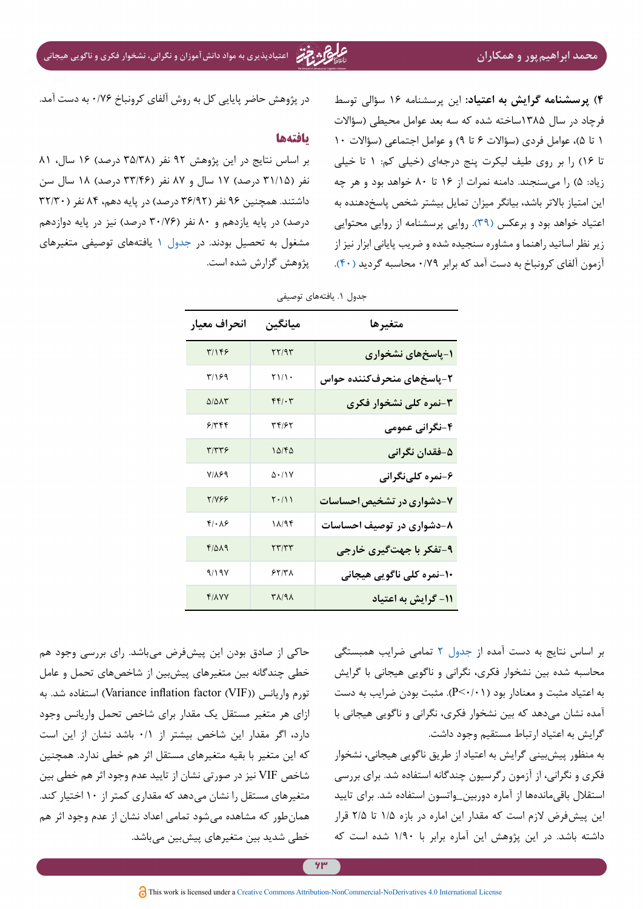**۴) پرسشنامه گرایش به اعتیاد:** این پرسشنامه ۱۶ سؤالی توسط فرجاد در سال ۱۳۸۵ساخته شده که سه بعد عوامل محیطی (سؤالات ۱ تا ۵)، عوامل فردی (سؤالات ۶ تا ۹) و عوامل اجتماعی (سؤالات ۱۰ تا ۱۶) را بر روی طیف لیکرت پنج درجه‌ای (خیلی کم: ۱ تا خیلی زیاد: ۵) را می‌سنجند. دامنه نمرات از ۱۶ تا ۸۰ خواهد بود و هر چه این امتیاز بالاتر باشد، بیانگر میزان تمایل بیشتر شخص پاسخ‌دهنده به اعتیاد خواهد بود و برعکس (۳۹). روایی پرسشنامه از روایی محتوایی زیر نظر اساتید راهنما و مشاوره سنجیده شده و ضریب پایانی ابزار نیز از آزمون آلفای کرونباخ به دست آمد که برابر ۰/۷۹ محاسبه گردید (۴۰).

در پژوهش حاضر پایایی کل به روش آلفای کرونباخ ۰/۷۶ به دست آمد.

## یافته‌ها

بر اساس نتایج در این پژوهش ۹۲ نفر (۳۵/۳۸ درصد) ۱۶ سال، ۸۱ نفر (۳۱/۱۵ درصد) ۱۷ سال و ۸۷ نفر (۳۳/۴۶ درصد) ۱۸ سال سن داشتند. همچنین ۹۶ نفر (۳۶/۹۲ درصد) در پایه دهم، ۸۴ نفر (۳۲/۳۰ درصد) در پایه یازدهم و ۸۰ نفر (۳۰/۷۶ درصد) نیز در پایه دوازدهم مشغول به تحصیل بودند. در جدول ۱ یافته‌های توصیفی متغیرهای پژوهش گزارش شده است.

جدول ۱. یافته‌های توصیفی

| متغیرها | میانگین | انحراف معیار |
|---|---|---|
| ۱-پاسخ‌های نشخواری | ۲۲/۹۳ | ۳/۱۴۶ |
| ۲-پاسخ‌های منحرف‌کننده حواس | ۲۱/۱۰ | ۳/۱۶۹ |
| ۳-نمره کلی نشخوار فکری | ۴۴/۰۳ | ۵/۵۸۳ |
| ۴-نگرانی عمومی | ۳۴/۶۲ | ۶/۳۴۴ |
| ۵-فقدان نگرانی | ۱۵/۴۵ | ۳/۳۳۶ |
| ۶-نمره کلی‌نگرانی | ۵۰/۱۷ | ۷/۸۶۹ |
| ۷-دشواری در تشخیص احساسات | ۲۰/۱۱ | ۲/۷۶۶ |
| ۸-دشواری در توصیف احساسات | ۱۸/۹۴ | ۴/۰۸۶ |
| ۹-تفکر با جهت‌گیری خارجی | ۲۳/۳۳ | ۴/۵۸۹ |
| ۱۰-نمره کلی ناگویی هیجانی | ۶۲/۳۸ | ۹/۱۹۷ |
| ۱۱- گرایش به اعتیاد | ۳۸/۹۸ | ۴/۸۷۷ |

بر اساس نتایج به دست آمده از جدول ۲ تمامی ضرایب همبستگی محاسبه شده بین نشخوار فکری، نگرانی و ناگویی هیجانی با گرایش به اعتیاد مثبت و معنادار بود (P<۰/۰۱). مثبت بودن ضرایب به دست آمده نشان می‌دهد که بین نشخوار فکری، نگرانی و ناگویی هیجانی با گرایش به اعتیاد ارتباط مستقیم وجود داشت.

به منظور پیش‌بینی گرایش به اعتیاد از طریق ناگویی هیجانی، نشخوار فکری و نگرانی، از آزمون رگرسیون چندگانه استفاده شد. برای بررسی استقلال باقی‌مانده‌ها از آماره دوربین_واتسون استفاده شد. برای تایید این پیش‌فرض لازم است که مقدار این اماره در بازه ۱/۵ تا ۲/۵ قرار داشته باشد. در این پژوهش این آماره برابر با ۱/۹۰ شده است که حاکی از صادق بودن این پیش‌فرض می‌باشد. رای بررسی وجود خطی چندگانه بین متغیرهای پیش‌بین از شاخص‌های تحمل و عامل تورم واریانس (Variance inflation factor (VIF)) استفاده شد. به ازای هر متغیر مستقل یک مقدار برای شاخص تحمل واریانس وجود دارد، اگر مقدار این شاخص بیشتر از ۰/۱ باشد نشان از این است که این متغیر با بقیه متغیرهای مستقل اثر هم خطی ندارد. همچنین شاخص VIF نیز در صورتی نشان از تایید عدم وجود اثر هم خطی بین متغیرهای مستقل را نشان می‌دهد که مقداری کمتر از ۱۰ اختیار کند. همان‌طور که مشاهده می‌شود تمامی اعداد نشان از عدم وجود اثر هم خطی شدید بین متغیرهای پیش‌بین می‌باشد.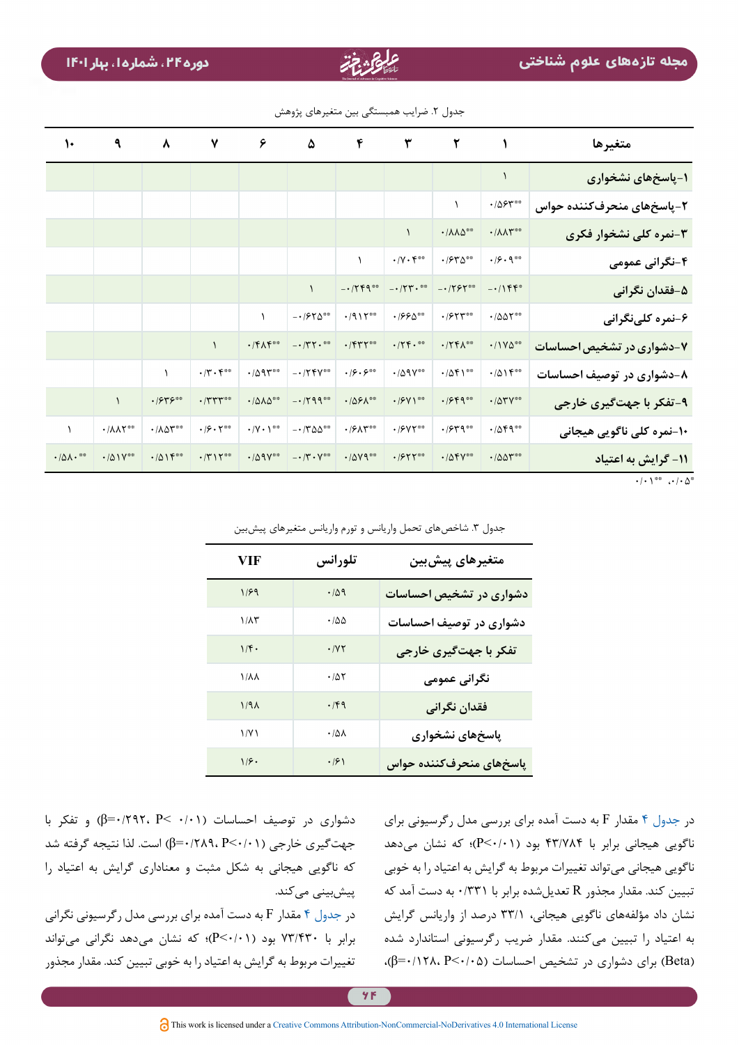جدول ۲. ضرایب همبستگی بین متغیرهای پژوهش

| متغیرها | ۱ | ۲ | ۳ | ۴ | ۵ | ۶ | ۷ | ۸ | ۹ | ۱۰ |
|---|---|---|---|---|---|---|---|---|---|---|
| ۱-پاسخ‌های نشخواری | ۱ | | | | | | | | | |
| ۲-پاسخ‌های منحرف‌کننده حواس | \*\*۰/۵۶۳ | ۱ | | | | | | | | |
| ۳-نمره کلی نشخوار فکری | \*\*۰/۸۸۳ | \*\*۰/۸۸۵ | ۱ | | | | | | | |
| ۴-نگرانی عمومی | \*\*۰/۶۰۹ | \*\*۰/۶۳۵ | \*\*۰/۷۰۴ | ۱ | | | | | | |
| ۵-فقدان نگرانی | \*۰/۱۴۴- | \*\*۰/۲۶۲- | \*\*۰/۲۳۰- | \*\*۰/۲۴۹- | ۱ | | | | | |
| ۶-نمره کلی‌نگرانی | \*\*۰/۵۵۲ | \*\*۰/۶۲۳ | \*\*۰/۶۶۵ | \*\*۰/۹۱۲ | \*\*۰/۶۲۵- | ۱ | | | | |
| ۷-دشواری در تشخیص احساسات | \*\*۰/۱۷۵ | \*\*۰/۲۴۸ | \*\*۰/۲۴۰ | \*\*۰/۴۳۲ | \*\*۰/۳۲۰- | \*\*۰/۴۸۴ | ۱ | | | |
| ۸-دشواری در توصیف احساسات | \*\*۰/۵۱۴ | \*\*۰/۵۴۱ | \*\*۰/۵۹۷ | \*\*۰/۶۰۶ | \*\*۰/۲۴۷- | \*\*۰/۵۹۳ | \*\*۰/۳۰۴ | ۱ | | |
| ۹-تفکر با جهت‌گیری خارجی | \*\*۰/۵۳۷ | \*\*۰/۶۴۹ | \*\*۰/۶۷۱ | \*\*۰/۵۶۸ | \*\*۰/۲۹۹- | \*\*۰/۵۸۵ | \*\*۰/۳۳۳ | \*\*۰/۶۳۶ | ۱ | |
| ۱۰-نمره کلی ناگویی هیجانی | \*\*۰/۵۴۹ | \*\*۰/۶۳۹ | \*\*۰/۶۷۲ | \*\*۰/۶۸۳ | \*\*۰/۳۵۵- | \*\*۰/۷۰۱ | \*\*۰/۶۰۲ | \*\*۰/۸۵۳ | \*\*۰/۸۸۲ | ۱ |
| ۱۱- گرایش به اعتیاد | \*\*۰/۵۵۳ | \*\*۰/۵۴۷ | \*\*۰/۶۲۲ | \*\*۰/۵۷۹ | \*\*۰/۳۰۷- | \*\*۰/۵۹۷ | \*\*۰/۳۱۲ | \*\*۰/۵۱۴ | \*\*۰/۵۱۷ | \*\*۰/۵۸۰ |

\*۰/۰۵، \*\*۰/۰۱

جدول ۳. شاخص‌های تحمل واریانس و تورم واریانس متغیرهای پیش‌بین

| متغیرهای پیش‌بین | تلورانس | VIF |
|---|---|---|
| دشواری در تشخیص احساسات | ۰/۵۹ | ۱/۶۹ |
| دشواری در توصیف احساسات | ۰/۵۵ | ۱/۸۳ |
| تفکر با جهت‌گیری خارجی | ۰/۷۲ | ۱/۴۰ |
| نگرانی عمومی | ۰/۵۲ | ۱/۸۸ |
| فقدان نگرانی | ۰/۴۹ | ۱/۹۸ |
| پاسخ‌های نشخواری | ۰/۵۸ | ۱/۷۱ |
| پاسخ‌های منحرف‌کننده حواس | ۰/۶۱ | ۱/۶۰ |

در جدول ۴ مقدار F به دست آمده برای بررسی مدل رگرسیونی برای ناگویی هیجانی برابر با ۴۳/۷۸۴ بود (P<۰/۰۱)؛ که نشان می‌دهد ناگویی هیجانی می‌تواند تغییرات مربوط به گرایش به اعتیاد را به خوبی تبیین کند. مقدار مجذور R تعدیل‌شده برابر با ۰/۳۳۱ به دست آمد که نشان داد مؤلفه‌های ناگویی هیجانی، ۳۳/۱ درصد از واریانس گرایش به اعتیاد را تبیین می‌کنند. مقدار ضریب رگرسیونی استاندارد شده (Beta) برای دشواری در تشخیص احساسات (β=۰/۱۲۸، P<۰/۰۵)، دشواری در توصیف احساسات (β=۰/۲۹۲، P< ۰/۰۱) و تفکر با جهت‌گیری خارجی (β=۰/۲۸۹، P<۰/۰۱) است. لذا نتیجه گرفته شد که ناگویی هیجانی به شکل مثبت و معناداری گرایش به اعتیاد را پیش‌بینی می‌کند.

در جدول ۴ مقدار F به دست آمده برای بررسی مدل رگرسیونی نگرانی برابر با ۷۳/۴۳۰ بود (P<۰/۰۱)؛ که نشان می‌دهد نگرانی می‌تواند تغییرات مربوط به گرایش به اعتیاد را به خوبی تبیین کند. مقدار مجذور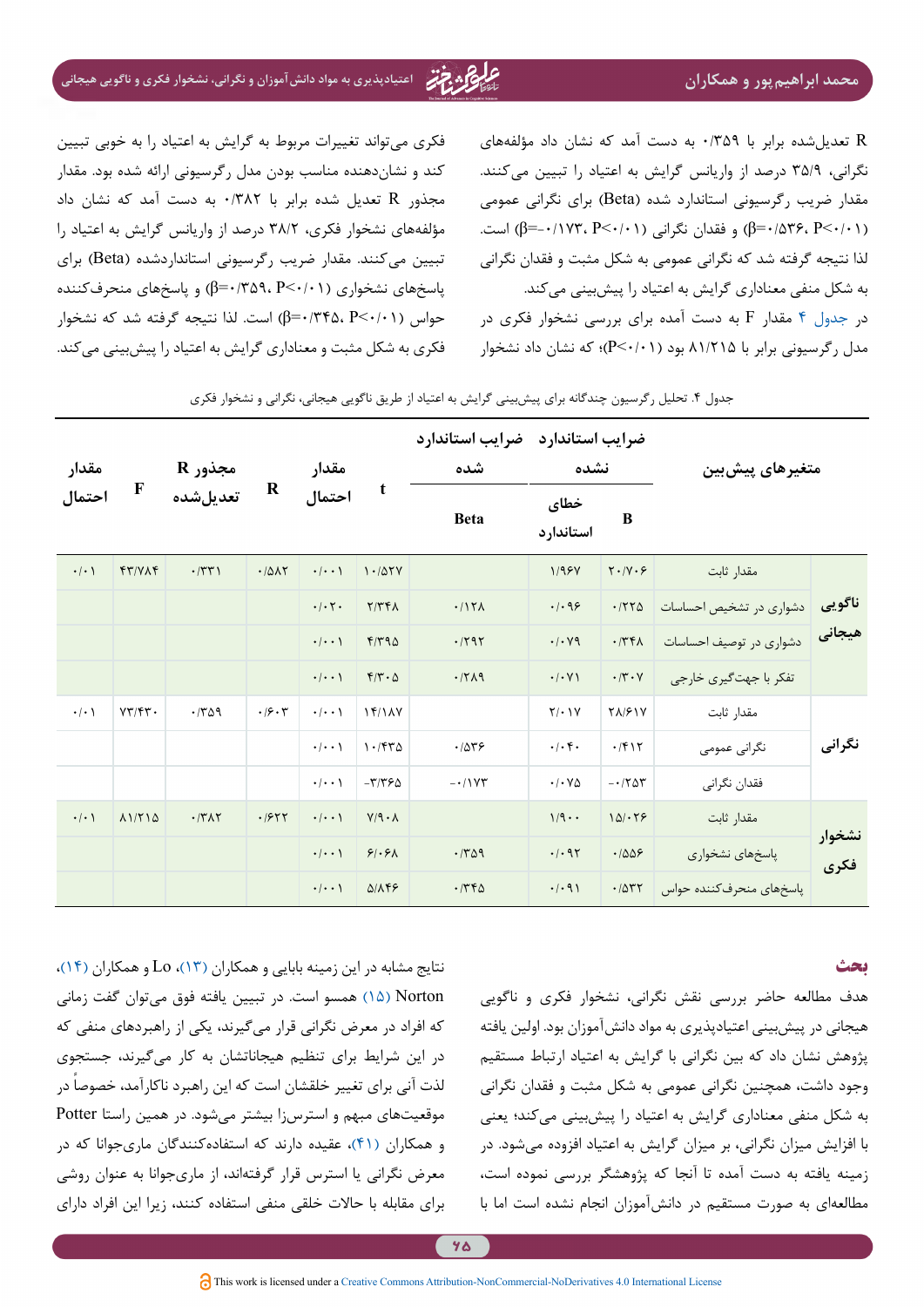R تعدیل‌شده برابر با ۰/۳۵۹ به دست آمد که نشان داد مؤلفه‌های نگرانی، ۳۵/۹ درصد از واریانس گرایش به اعتیاد را تبیین می‌کنند. مقدار ضریب رگرسیونی استاندارد شده (Beta) برای نگرانی عمومی (β=۰/۵۳۶، P<۰/۰۱) و فقدان نگرانی (β=-۰/۱۷۳، P<۰/۰۱) است. لذا نتیجه گرفته شد که نگرانی عمومی به شکل مثبت و فقدان نگرانی به شکل منفی معناداری گرایش به اعتیاد را پیش‌بینی می‌کند.

در جدول ۴ مقدار F به دست آمده برای بررسی نشخوار فکری در مدل رگرسیونی برابر با ۸۱/۲۱۵ بود (P<۰/۰۱)؛ که نشان داد نشخوار فکری می‌تواند تغییرات مربوط به گرایش به اعتیاد را به خوبی تبیین کند و نشان‌دهنده مناسب بودن مدل رگرسیونی ارائه شده بود. مقدار مجذور R تعدیل شده برابر با ۰/۳۸۲ به دست آمد که نشان داد مؤلفه‌های نشخوار فکری، ۳۸/۲ درصد از واریانس گرایش به اعتیاد را تبیین می‌کنند. مقدار ضریب رگرسیونی استانداردشده (Beta) برای پاسخ‌های نشخواری (β=۰/۳۵۹، P<۰/۰۱) و پاسخ‌های منحرف‌کننده حواس (β=۰/۳۴۵، P<۰/۰۱) است. لذا نتیجه گرفته شد که نشخوار فکری به شکل مثبت و معناداری گرایش به اعتیاد را پیش‌بینی می‌کند.

جدول ۴. تحلیل رگرسیون چندگانه برای پیش‌بینی گرایش به اعتیاد از طریق ناگویی هیجانی، نگرانی و نشخوار فکری

| | متغیرهای پیش‌بین | ضرایب استاندارد نشده | | ضرایب استاندارد شده | t | مقدار احتمال | R | مجذور R تعدیل‌شده | F | مقدار احتمال |
|---|---|---|---|---|---|---|---|---|---|---|
| | | B | خطای استاندارد | Beta | | | | | | |
| ناگویی هیجانی | مقدار ثابت | ۲۰/۷۰۶ | ۱/۹۶۷ | | ۱۰/۵۲۷ | ۰/۰۰۱ | ۰/۵۸۲ | ۰/۳۳۱ | ۴۳/۷۸۴ | ۰/۰۱ |
| | دشواری در تشخیص احساسات | ۰/۲۲۵ | ۰/۰۹۶ | ۰/۱۲۸ | ۲/۳۴۸ | ۰/۰۲۰ | | | | |
| | دشواری در توصیف احساسات | ۰/۳۴۸ | ۰/۰۷۹ | ۰/۲۹۲ | ۴/۳۹۵ | ۰/۰۰۱ | | | | |
| | تفکر با جهت‌گیری خارجی | ۰/۳۰۷ | ۰/۰۷۱ | ۰/۲۸۹ | ۴/۳۰۵ | ۰/۰۰۱ | | | | |
| نگرانی | مقدار ثابت | ۲۸/۶۱۷ | ۲/۰۱۷ | | ۱۴/۱۸۷ | ۰/۰۰۱ | ۰/۶۰۳ | ۰/۳۵۹ | ۷۳/۴۳۰ | ۰/۰۱ |
| | نگرانی عمومی | ۰/۴۱۲ | ۰/۰۴۰ | ۰/۵۳۶ | ۱۰/۴۳۵ | ۰/۰۰۱ | | | | |
| | فقدان نگرانی | -۰/۲۵۳ | ۰/۰۷۵ | -۰/۱۷۳ | -۳/۳۶۵ | ۰/۰۰۱ | | | | |
| نشخوار فکری | مقدار ثابت | ۱۵/۰۲۶ | ۱/۹۰۰ | | ۷/۹۰۸ | ۰/۰۰۱ | ۰/۶۲۲ | ۰/۳۸۲ | ۸۱/۲۱۵ | ۰/۰۱ |
| | پاسخ‌های نشخواری | ۰/۵۵۶ | ۰/۰۹۲ | ۰/۳۵۹ | ۶/۰۶۸ | ۰/۰۰۱ | | | | |
| | پاسخ‌های منحرف‌کننده حواس | ۰/۵۳۲ | ۰/۰۹۱ | ۰/۳۴۵ | ۵/۸۴۶ | ۰/۰۰۱ | | | | |

## بحث

هدف مطالعه حاضر بررسی نقش نگرانی، نشخوار فکری و ناگویی هیجانی در پیش‌بینی اعتیادپذیری به مواد دانش‌آموزان بود. اولین یافته پژوهش نشان داد که بین نگرانی با گرایش به اعتیاد ارتباط مستقیم وجود داشت، همچنین نگرانی عمومی به شکل مثبت و فقدان نگرانی به شکل منفی معناداری گرایش به اعتیاد را پیش‌بینی می‌کند؛ یعنی با افزایش میزان نگرانی، بر میزان گرایش به اعتیاد افزوده می‌شود. در زمینه یافته به دست آمده تا آنجا که پژوهشگر بررسی نموده است، مطالعه‌ای به صورت مستقیم در دانش‌آموزان انجام نشده است اما با نتایج مشابه در این زمینه بابایی و همکاران (۱۳)، Lo و همکاران (۱۴)، Norton (۱۵) همسو است. در تبیین یافته فوق می‌توان گفت زمانی که افراد در معرض نگرانی قرار می‌گیرند، یکی از راهبردهای منفی که در این شرایط برای تنظیم هیجاناتشان به کار می‌گیرند، جستجوی لذت آنی برای تغییر خلقشان است که این راهبرد ناکارآمد، خصوصاً در موقعیت‌های مبهم و استرس‌زا بیشتر می‌شود. در همین راستا Potter و همکاران (۴۱)، عقیده دارند که استفاده‌کنندگان ماری‌جوانا که در معرض نگرانی یا استرس قرار گرفته‌اند، از ماری‌جوانا به عنوان روشی برای مقابله با حالات خلقی منفی استفاده کنند، زیرا این افراد دارای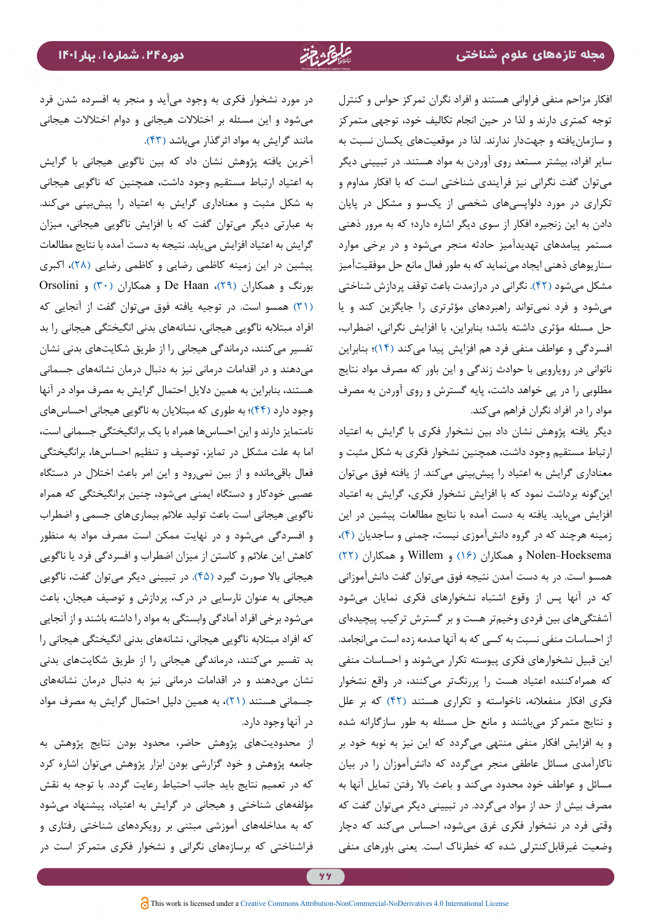افکار مزاحم منفی فراوانی هستند و افراد نگران تمرکز حواس و کنترل توجه کمتری دارند و لذا در حین انجام تکالیف خود، توجهی متمرکز و سازمان‌یافته و جهت‌دار ندارند. لذا در موقعیت‌های یکسان نسبت به سایر افراد، بیشتر مستعد روی آوردن به مواد هستند. در تبیینی دیگر می‌توان گفت نگرانی نیز فرآیندی شناختی است که با افکار مداوم و تکراری در مورد دلواپسی‌های شخصی از یک‌سو و مشکل در پایان دادن به این زنجیره افکار از سوی دیگر اشاره دارد؛ که به مرور ذهنی مستمر پیامدهای تهدیدآمیز حادثه منجر می‌شود و در برخی موارد سناریوهای ذهنی ایجاد می‌نماید که به طور فعال مانع حل موفقیت‌آمیز مشکل می‌شود (۴۲). نگرانی در درازمدت باعث توقف پردازش شناختی می‌شود و فرد نمی‌تواند راهبردهای مؤثرتری را جایگزین کند و یا حل مسئله مؤثری داشته باشد؛ بنابراین، با افزایش نگرانی، اضطراب، افسردگی و عواطف منفی فرد هم افزایش پیدا می‌کند (۱۴)؛ بنابراین ناتوانی در رویارویی با حوادث زندگی و این باور که مصرف مواد نتایج مطلوبی را در پی خواهد داشت، پایه گسترش و روی آوردن به مصرف مواد را در افراد نگران فراهم می‌کند.

دیگر یافته پژوهش نشان داد بین نشخوار فکری با گرایش به اعتیاد ارتباط مستقیم وجود داشت، همچنین نشخوار فکری به شکل مثبت و معناداری گرایش به اعتیاد را پیش‌بینی می‌کند. از یافته فوق می‌توان این‌گونه برداشت نمود که با افزایش نشخوار فکری، گرایش به اعتیاد افزایش می‌یابد. یافته به دست آمده با نتایج مطالعات پیشین در این زمینه هرچند که در گروه دانش‌آموزی نیست، چمنی و ساجدیان (۴)، Nolen-Hoeksema و همکاران (۱۶) و Willem و همکاران (۲۲) همسو است. در به دست آمدن نتیجه فوق می‌توان گفت دانش‌آموزانی که در آنها پس از وقوع اشتباه نشخوارهای فکری نمایان می‌شود آشفتگی‌های بین فردی وخیم‌تر هست و بر گسترش ترکیب پیچیده‌ای از احساسات منفی نسبت به کسی که به آنها صدمه زده است می‌انجامد. این قبیل نشخوارهای فکری پیوسته تکرار می‌شوند و احساسات منفی که همراه‌کننده اعتیاد هست را پررنگ‌تر می‌کنند، در واقع نشخوار فکری افکار منفعلانه، ناخواسته و تکراری هستند (۴۲) که بر علل و نتایج متمرکز می‌باشند و مانع حل مسئله به طور سازگارانه شده و به افزایش افکار منفی منتهی می‌گردد که این نیز به نوبه خود بر ناکارآمدی مسائل عاطفی منجر می‌گردد که دانش‌آموزان را در بیان مسائل و عواطف خود محدود می‌کند و باعث بالا رفتن تمایل آنها به مصرف بیش از حد از مواد می‌گردد. در تبیینی دیگر می‌توان گفت که وقتی فرد در نشخوار فکری غرق می‌شود، احساس می‌کند که دچار وضعیت غیرقابل‌کنترلی شده که خطرناک است. یعنی باورهای منفی در مورد نشخوار فکری به وجود می‌آید و منجر به افسرده شدن فرد می‌شود و این مسئله بر اختلالات هیجانی و دوام اختلالات هیجانی مانند گرایش به مواد اثرگذار می‌باشد (۴۳).

آخرین یافته پژوهش نشان داد که بین ناگویی هیجانی با گرایش به اعتیاد ارتباط مستقیم وجود داشت، همچنین که ناگویی هیجانی به شکل مثبت و معناداری گرایش به اعتیاد را پیش‌بینی می‌کند. به عبارتی دیگر می‌توان گفت که با افزایش ناگویی هیجانی، میزان گرایش به اعتیاد افزایش می‌یابد. نتیجه به دست آمده با نتایج مطالعات پیشین در این زمینه کاظمی رضایی و کاظمی رضایی (۲۸)، اکبری بورنگ و همکاران (۲۹)، De Haan و همکاران (۳۰) و Orsolini (۳۱) همسو است. در توجیه یافته فوق می‌توان گفت از آنجایی که افراد مبتلابه ناگویی هیجانی، نشانه‌های بدنی انگیختگی هیجانی را بد تفسیر می‌کنند، درماندگی هیجانی را از طریق شکایت‌های بدنی نشان می‌دهند و در اقدامات درمانی نیز به دنبال درمان نشانه‌های جسمانی هستند، بنابراین به همین دلایل احتمال گرایش به مصرف مواد در آنها وجود دارد (۴۴)؛ به طوری که مبتلایان به ناگویی هیجانی احساس‌های نامتمایز دارند و این احساس‌ها همراه با یک برانگیختگی جسمانی است، اما به علت مشکل در تمایز، توصیف و تنظیم احساس‌ها، برانگیختگی فعال باقی‌مانده و از بین نمی‌رود و این امر باعث اختلال در دستگاه عصبی خودکار و دستگاه ایمنی می‌شود، چنین برانگیختگی که همراه ناگویی هیجانی است باعث تولید علائم بیماری‌های جسمی و اضطراب و افسردگی می‌شود و در نهایت ممکن است مصرف مواد به منظور کاهش این علائم و کاستن از میزان اضطراب و افسردگی فرد یا ناگویی هیجانی بالا صورت گیرد (۴۵). در تبیینی دیگر می‌توان گفت، ناگویی هیجانی به عنوان نارسایی در درک، پردازش و توصیف هیجان، باعث می‌شود برخی افراد آمادگی وابستگی به مواد را داشته باشند و از آنجایی که افراد مبتلابه ناگویی هیجانی، نشانه‌های بدنی انگیختگی هیجانی را بد تفسیر می‌کنند، درماندگی هیجانی را از طریق شکایت‌های بدنی نشان می‌دهند و در اقدامات درمانی نیز به دنبال درمان نشانه‌های جسمانی هستند (۲۱)، به همین دلیل احتمال گرایش به مصرف مواد در آنها وجود دارد.

از محدودیت‌های پژوهش حاضر، محدود بودن نتایج پژوهش به جامعه پژوهش و خود گزارشی بودن ابزار پژوهش می‌توان اشاره کرد که در تعمیم نتایج باید جانب احتیاط رعایت گردد. با توجه به نقش مؤلفه‌های شناختی و هیجانی در گرایش به اعتیاد، پیشنهاد می‌شود که به مداخله‌های آموزشی مبتنی بر رویکردهای شناختی رفتاری و فراشناختی که برسازه‌های نگرانی و نشخوار فکری متمرکز است در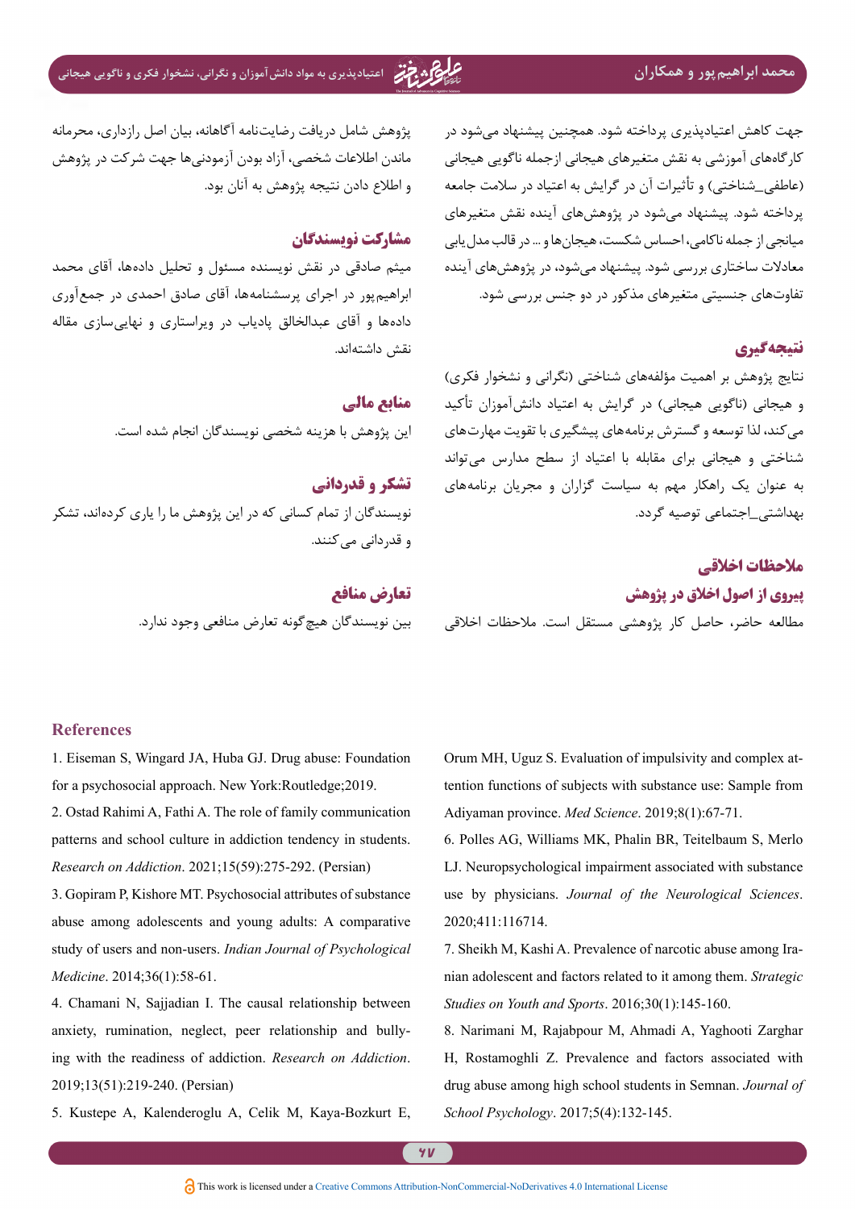جهت کاهش اعتیادپذیری پرداخته شود. همچنین پیشنهاد می‌شود در کارگاه‌های آموزشی به نقش متغیرهای هیجانی ازجمله ناگویی هیجانی (عاطفی_شناختی) و تأثیرات آن در گرایش به اعتیاد در سلامت جامعه پرداخته شود. پیشنهاد می‌شود در پژوهش‌های آینده نقش متغیرهای میانجی از جمله ناکامی، احساس شکست، هیجان‌ها و ... در قالب مدل‌یابی معادلات ساختاری بررسی شود. پیشنهاد می‌شود، در پژوهش‌های آینده تفاوت‌های جنسیتی متغیرهای مذکور در دو جنس بررسی شود.

## نتیجه‌گیری

نتایج پژوهش بر اهمیت مؤلفه‌های شناختی (نگرانی و نشخوار فکری) و هیجانی (ناگویی هیجانی) در گرایش به اعتیاد دانش‌آموزان تأکید می‌کند، لذا توسعه و گسترش برنامه‌های پیشگیری با تقویت مهارت‌های شناختی و هیجانی برای مقابله با اعتیاد از سطح مدارس می‌تواند به عنوان یک راهکار مهم به سیاست گزاران و مجریان برنامه‌های بهداشتی_اجتماعی توصیه گردد.

## ملاحظات اخلاقی

### پیروی از اصول اخلاق در پژوهش

مطالعه حاضر، حاصل کار پژوهشی مستقل است. ملاحظات اخلاقی پژوهش شامل دریافت رضایت‌نامه آگاهانه، بیان اصل رازداری، محرمانه ماندن اطلاعات شخصی، آزاد بودن آزمودنی‌ها جهت شرکت در پژوهش و اطلاع دادن نتیجه پژوهش به آنان بود.

### مشارکت نویسندگان

میثم صادقی در نقش نویسنده مسئول و تحلیل داده‌ها، آقای محمد ابراهیم‌پور در اجرای پرسشنامه‌ها، آقای صادق احمدی در جمع‌آوری داده‌ها و آقای عبدالخالق پادیاب در ویراستاری و نهایی‌سازی مقاله نقش داشته‌اند.

### منابع مالی

این پژوهش با هزینه شخصی نویسندگان انجام شده است.

### تشکر و قدردانی

نویسندگان از تمام کسانی که در این پژوهش ما را یاری کرده‌اند، تشکر و قدردانی می‌کنند.

### تعارض منافع

بین نویسندگان هیچ‌گونه تعارض منافعی وجود ندارد.

## References

1. Eiseman S, Wingard JA, Huba GJ. Drug abuse: Foundation for a psychosocial approach. New York:Routledge;2019.
2. Ostad Rahimi A, Fathi A. The role of family communication patterns and school culture in addiction tendency in students. *Research on Addiction*. 2021;15(59):275-292. (Persian)
3. Gopiram P, Kishore MT. Psychosocial attributes of substance abuse among adolescents and young adults: A comparative study of users and non-users. *Indian Journal of Psychological Medicine*. 2014;36(1):58-61.
4. Chamani N, Sajjadian I. The causal relationship between anxiety, rumination, neglect, peer relationship and bullying with the readiness of addiction. *Research on Addiction*. 2019;13(51):219-240. (Persian)
5. Kustepe A, Kalenderoglu A, Celik M, Kaya-Bozkurt E, Orum MH, Uguz S. Evaluation of impulsivity and complex attention functions of subjects with substance use: Sample from Adiyaman province. *Med Science*. 2019;8(1):67-71.
6. Polles AG, Williams MK, Phalin BR, Teitelbaum S, Merlo LJ. Neuropsychological impairment associated with substance use by physicians. *Journal of the Neurological Sciences*. 2020;411:116714.
7. Sheikh M, Kashi A. Prevalence of narcotic abuse among Iranian adolescent and factors related to it among them. *Strategic Studies on Youth and Sports*. 2016;30(1):145-160.
8. Narimani M, Rajabpour M, Ahmadi A, Yaghooti Zarghar H, Rostamoghli Z. Prevalence and factors associated with drug abuse among high school students in Semnan. *Journal of School Psychology*. 2017;5(4):132-145.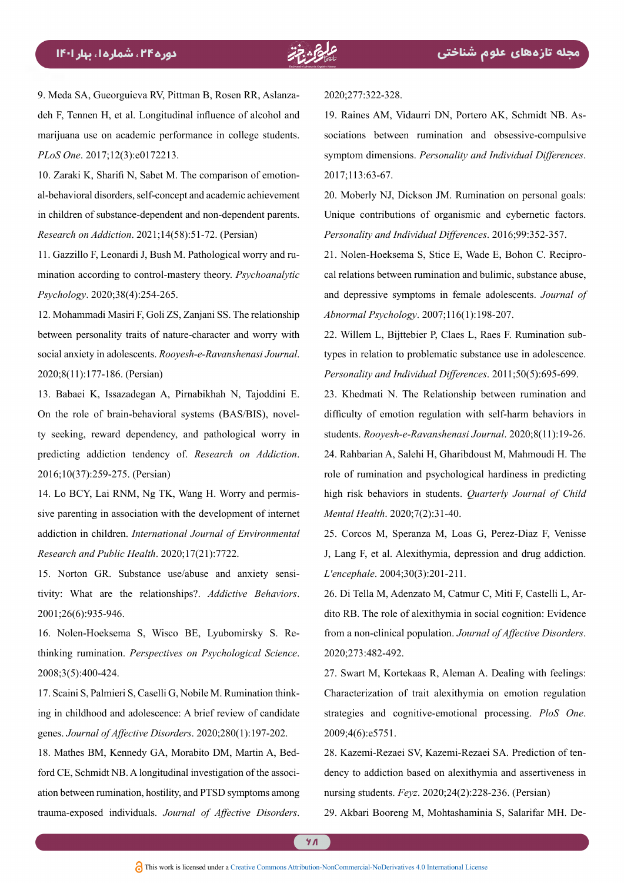9. Meda SA, Gueorguieva RV, Pittman B, Rosen RR, Aslanzadeh F, Tennen H, et al. Longitudinal influence of alcohol and marijuana use on academic performance in college students. *PLoS One*. 2017;12(3):e0172213.

10. Zaraki K, Sharifi N, Sabet M. The comparison of emotional-behavioral disorders, self-concept and academic achievement in children of substance-dependent and non-dependent parents. *Research on Addiction*. 2021;14(58):51-72. (Persian)

11. Gazzillo F, Leonardi J, Bush M. Pathological worry and rumination according to control-mastery theory. *Psychoanalytic Psychology*. 2020;38(4):254-265.

12. Mohammadi Masiri F, Goli ZS, Zanjani SS. The relationship between personality traits of nature-character and worry with social anxiety in adolescents. *Rooyesh-e-Ravanshenasi Journal*. 2020;8(11):177-186. (Persian)

13. Babaei K, Issazadegan A, Pirnabikhah N, Tajoddini E. On the role of brain-behavioral systems (BAS/BIS), novelty seeking, reward dependency, and pathological worry in predicting addiction tendency of. *Research on Addiction*. 2016;10(37):259-275. (Persian)

14. Lo BCY, Lai RNM, Ng TK, Wang H. Worry and permissive parenting in association with the development of internet addiction in children. *International Journal of Environmental Research and Public Health*. 2020;17(21):7722.

15. Norton GR. Substance use/abuse and anxiety sensitivity: What are the relationships?. *Addictive Behaviors*. 2001;26(6):935-946.

16. Nolen-Hoeksema S, Wisco BE, Lyubomirsky S. Rethinking rumination. *Perspectives on Psychological Science*. 2008;3(5):400-424.

17. Scaini S, Palmieri S, Caselli G, Nobile M. Rumination thinking in childhood and adolescence: A brief review of candidate genes. *Journal of Affective Disorders*. 2020;280(1):197-202.

18. Mathes BM, Kennedy GA, Morabito DM, Martin A, Bedford CE, Schmidt NB. A longitudinal investigation of the association between rumination, hostility, and PTSD symptoms among trauma-exposed individuals. *Journal of Affective Disorders*. 2020;277:322-328.

19. Raines AM, Vidaurri DN, Portero AK, Schmidt NB. Associations between rumination and obsessive-compulsive symptom dimensions. *Personality and Individual Differences*. 2017;113:63-67.

20. Moberly NJ, Dickson JM. Rumination on personal goals: Unique contributions of organismic and cybernetic factors. *Personality and Individual Differences*. 2016;99:352-357.

21. Nolen-Hoeksema S, Stice E, Wade E, Bohon C. Reciprocal relations between rumination and bulimic, substance abuse, and depressive symptoms in female adolescents. *Journal of Abnormal Psychology*. 2007;116(1):198-207.

22. Willem L, Bijttebier P, Claes L, Raes F. Rumination subtypes in relation to problematic substance use in adolescence. *Personality and Individual Differences*. 2011;50(5):695-699.

23. Khedmati N. The Relationship between rumination and difficulty of emotion regulation with self-harm behaviors in students. *Rooyesh-e-Ravanshenasi Journal*. 2020;8(11):19-26.

24. Rahbarian A, Salehi H, Gharibdoust M, Mahmoudi H. The role of rumination and psychological hardiness in predicting high risk behaviors in students. *Quarterly Journal of Child Mental Health*. 2020;7(2):31-40.

25. Corcos M, Speranza M, Loas G, Perez-Diaz F, Venisse J, Lang F, et al. Alexithymia, depression and drug addiction. *L'encephale*. 2004;30(3):201-211.

26. Di Tella M, Adenzato M, Catmur C, Miti F, Castelli L, Ardito RB. The role of alexithymia in social cognition: Evidence from a non-clinical population. *Journal of Affective Disorders*. 2020;273:482-492.

27. Swart M, Kortekaas R, Aleman A. Dealing with feelings: Characterization of trait alexithymia on emotion regulation strategies and cognitive-emotional processing. *PloS One*. 2009;4(6):e5751.

28. Kazemi-Rezaei SV, Kazemi-Rezaei SA. Prediction of tendency to addiction based on alexithymia and assertiveness in nursing students. *Feyz*. 2020;24(2):228-236. (Persian)

29. Akbari Booreng M, Mohtashaminia S, Salarifar MH. De-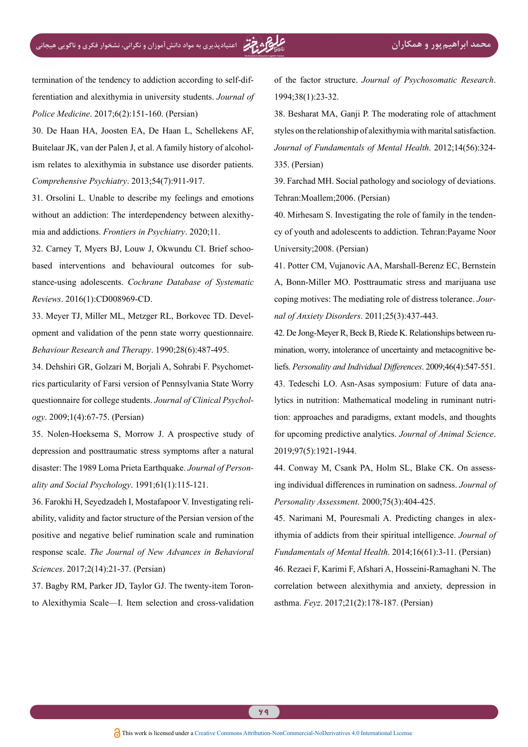termination of the tendency to addiction according to self-differentiation and alexithymia in university students. *Journal of Police Medicine*. 2017;6(2):151-160. (Persian)

30. De Haan HA, Joosten EA, De Haan L, Schellekens AF, Buitelaar JK, van der Palen J, et al. A family history of alcoholism relates to alexithymia in substance use disorder patients. *Comprehensive Psychiatry*. 2013;54(7):911-917.

31. Orsolini L. Unable to describe my feelings and emotions without an addiction: The interdependency between alexithymia and addictions. *Frontiers in Psychiatry*. 2020;11.

32. Carney T, Myers BJ, Louw J, Okwundu CI. Brief schoo-based interventions and behavioural outcomes for substance-using adolescents. *Cochrane Database of Systematic Reviews*. 2016(1):CD008969-CD.

33. Meyer TJ, Miller ML, Metzger RL, Borkovec TD. Development and validation of the penn state worry questionnaire. *Behaviour Research and Therapy*. 1990;28(6):487-495.

34. Dehshiri GR, Golzari M, Borjali A, Sohrabi F. Psychometrics particularity of Farsi version of Pennsylvania State Worry questionnaire for college students. *Journal of Clinical Psychology*. 2009;1(4):67-75. (Persian)

35. Nolen-Hoeksema S, Morrow J. A prospective study of depression and posttraumatic stress symptoms after a natural disaster: The 1989 Loma Prieta Earthquake. *Journal of Personality and Social Psychology*. 1991;61(1):115-121.

36. Farokhi H, Seyedzadeh I, Mostafapoor V. Investigating reliability, validity and factor structure of the Persian version of the positive and negative belief rumination scale and rumination response scale. *The Journal of New Advances in Behavioral Sciences*. 2017;2(14):21-37. (Persian)

37. Bagby RM, Parker JD, Taylor GJ. The twenty-item Toronto Alexithymia Scale—I. Item selection and cross-validation of the factor structure. *Journal of Psychosomatic Research*. 1994;38(1):23-32.

38. Besharat MA, Ganji P. The moderating role of attachment styles on the relationship of alexithymia with marital satisfaction. *Journal of Fundamentals of Mental Health*. 2012;14(56):324-335. (Persian)

39. Farchad MH. Social pathology and sociology of deviations. Tehran:Moallem;2006. (Persian)

40. Mirhesam S. Investigating the role of family in the tendency of youth and adolescents to addiction. Tehran:Payame Noor University;2008. (Persian)

41. Potter CM, Vujanovic AA, Marshall-Berenz EC, Bernstein A, Bonn-Miller MO. Posttraumatic stress and marijuana use coping motives: The mediating role of distress tolerance. *Journal of Anxiety Disorders*. 2011;25(3):437-443.

42. De Jong-Meyer R, Beck B, Riede K. Relationships between rumination, worry, intolerance of uncertainty and metacognitive beliefs. *Personality and Individual Differences*. 2009;46(4):547-551.

43. Tedeschi LO. Asn-Asas symposium: Future of data analytics in nutrition: Mathematical modeling in ruminant nutrition: approaches and paradigms, extant models, and thoughts for upcoming predictive analytics. *Journal of Animal Science*. 2019;97(5):1921-1944.

44. Conway M, Csank PA, Holm SL, Blake CK. On assessing individual differences in rumination on sadness. *Journal of Personality Assessment*. 2000;75(3):404-425.

45. Narimani M, Pouresmali A. Predicting changes in alexithymia of addicts from their spiritual intelligence. *Journal of Fundamentals of Mental Health*. 2014;16(61):3-11. (Persian)

46. Rezaei F, Karimi F, Afshari A, Hosseini-Ramaghani N. The correlation between alexithymia and anxiety, depression in asthma. *Feyz*. 2017;21(2):178-187. (Persian)

This work is licensed under a Creative Commons Attribution-NonCommercial-NoDerivatives 4.0 International License